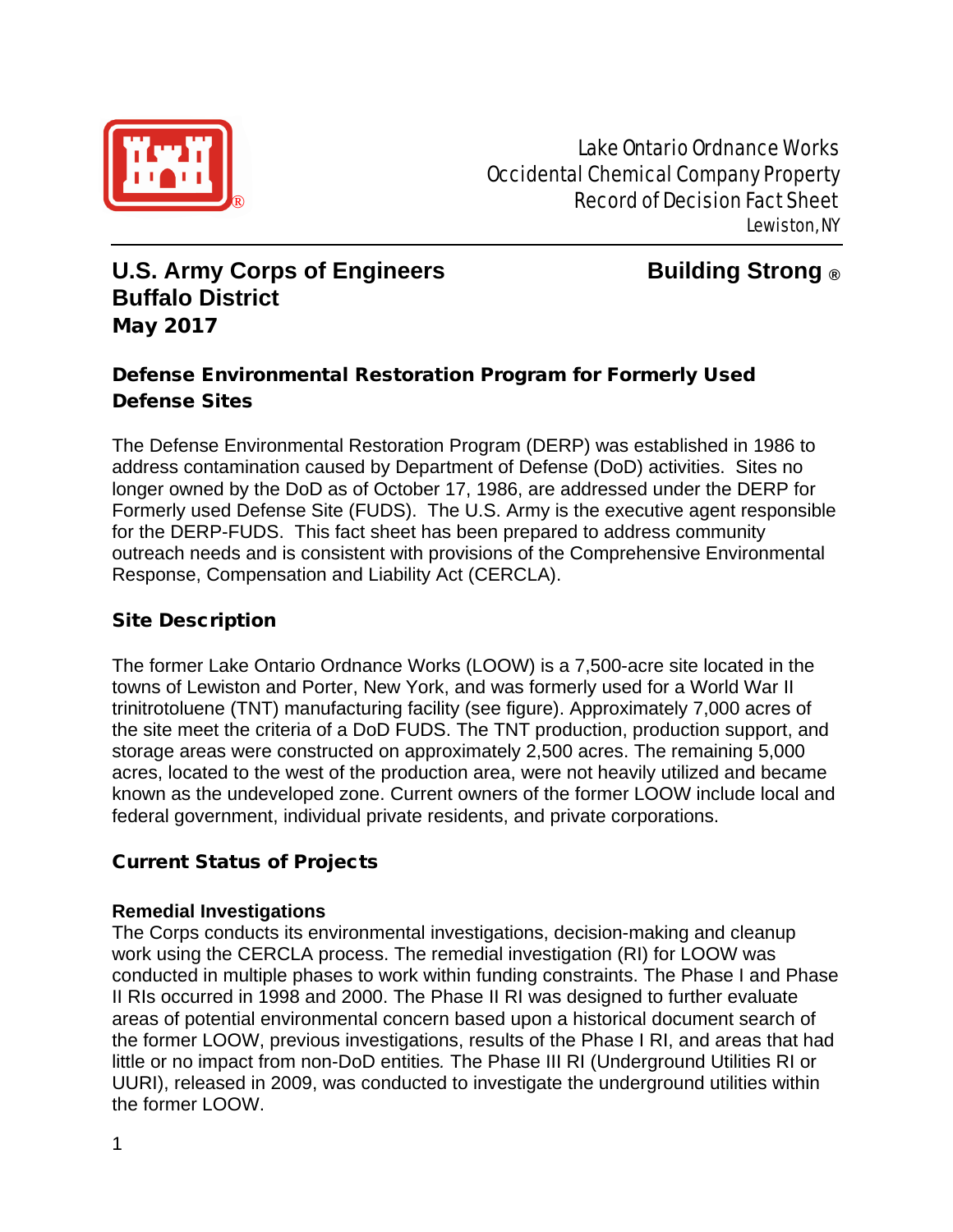Lake Ontario Ordnance Works
Occidental Chemical Company Property
Record of Decision Fact Sheet
Lewiston, NY

**U.S. Army Corps of Engineers** **Building Strong ®**
**Buffalo District**
**May 2017**

## Defense Environmental Restoration Program for Formerly Used Defense Sites

The Defense Environmental Restoration Program (DERP) was established in 1986 to address contamination caused by Department of Defense (DoD) activities. Sites no longer owned by the DoD as of October 17, 1986, are addressed under the DERP for Formerly used Defense Site (FUDS). The U.S. Army is the executive agent responsible for the DERP-FUDS. This fact sheet has been prepared to address community outreach needs and is consistent with provisions of the Comprehensive Environmental Response, Compensation and Liability Act (CERCLA).

## Site Description

The former Lake Ontario Ordnance Works (LOOW) is a 7,500-acre site located in the towns of Lewiston and Porter, New York, and was formerly used for a World War II trinitrotoluene (TNT) manufacturing facility (see figure). Approximately 7,000 acres of the site meet the criteria of a DoD FUDS. The TNT production, production support, and storage areas were constructed on approximately 2,500 acres. The remaining 5,000 acres, located to the west of the production area, were not heavily utilized and became known as the undeveloped zone. Current owners of the former LOOW include local and federal government, individual private residents, and private corporations.

## Current Status of Projects

### Remedial Investigations

The Corps conducts its environmental investigations, decision-making and cleanup work using the CERCLA process. The remedial investigation (RI) for LOOW was conducted in multiple phases to work within funding constraints. The Phase I and Phase II RIs occurred in 1998 and 2000. The Phase II RI was designed to further evaluate areas of potential environmental concern based upon a historical document search of the former LOOW, previous investigations, results of the Phase I RI, and areas that had little or no impact from non-DoD entities. The Phase III RI (Underground Utilities RI or UURI), released in 2009, was conducted to investigate the underground utilities within the former LOOW.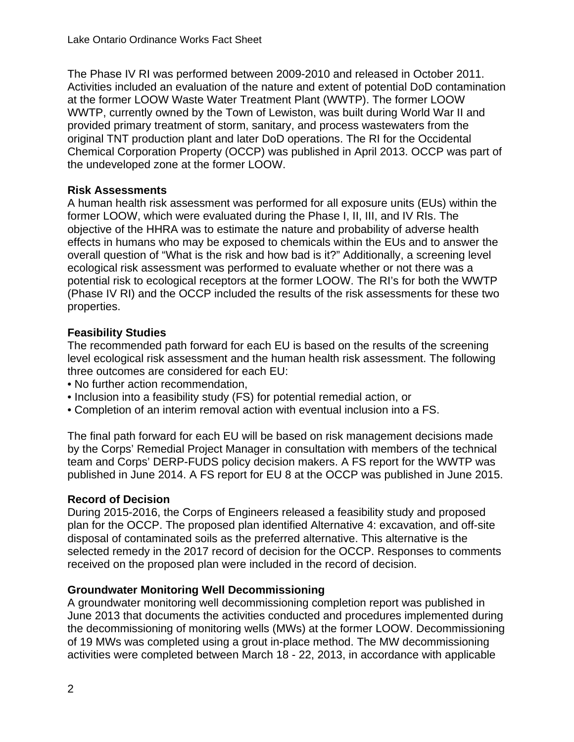The Phase IV RI was performed between 2009-2010 and released in October 2011. Activities included an evaluation of the nature and extent of potential DoD contamination at the former LOOW Waste Water Treatment Plant (WWTP). The former LOOW WWTP, currently owned by the Town of Lewiston, was built during World War II and provided primary treatment of storm, sanitary, and process wastewaters from the original TNT production plant and later DoD operations. The RI for the Occidental Chemical Corporation Property (OCCP) was published in April 2013. OCCP was part of the undeveloped zone at the former LOOW.

**Risk Assessments**

A human health risk assessment was performed for all exposure units (EUs) within the former LOOW, which were evaluated during the Phase I, II, III, and IV RIs. The objective of the HHRA was to estimate the nature and probability of adverse health effects in humans who may be exposed to chemicals within the EUs and to answer the overall question of "What is the risk and how bad is it?" Additionally, a screening level ecological risk assessment was performed to evaluate whether or not there was a potential risk to ecological receptors at the former LOOW. The RI's for both the WWTP (Phase IV RI) and the OCCP included the results of the risk assessments for these two properties.

**Feasibility Studies**

The recommended path forward for each EU is based on the results of the screening level ecological risk assessment and the human health risk assessment. The following three outcomes are considered for each EU:

- No further action recommendation,
- Inclusion into a feasibility study (FS) for potential remedial action, or
- Completion of an interim removal action with eventual inclusion into a FS.

The final path forward for each EU will be based on risk management decisions made by the Corps' Remedial Project Manager in consultation with members of the technical team and Corps' DERP-FUDS policy decision makers. A FS report for the WWTP was published in June 2014. A FS report for EU 8 at the OCCP was published in June 2015.

**Record of Decision**

During 2015-2016, the Corps of Engineers released a feasibility study and proposed plan for the OCCP. The proposed plan identified Alternative 4: excavation, and off-site disposal of contaminated soils as the preferred alternative. This alternative is the selected remedy in the 2017 record of decision for the OCCP. Responses to comments received on the proposed plan were included in the record of decision.

**Groundwater Monitoring Well Decommissioning**

A groundwater monitoring well decommissioning completion report was published in June 2013 that documents the activities conducted and procedures implemented during the decommissioning of monitoring wells (MWs) at the former LOOW. Decommissioning of 19 MWs was completed using a grout in-place method. The MW decommissioning activities were completed between March 18 - 22, 2013, in accordance with applicable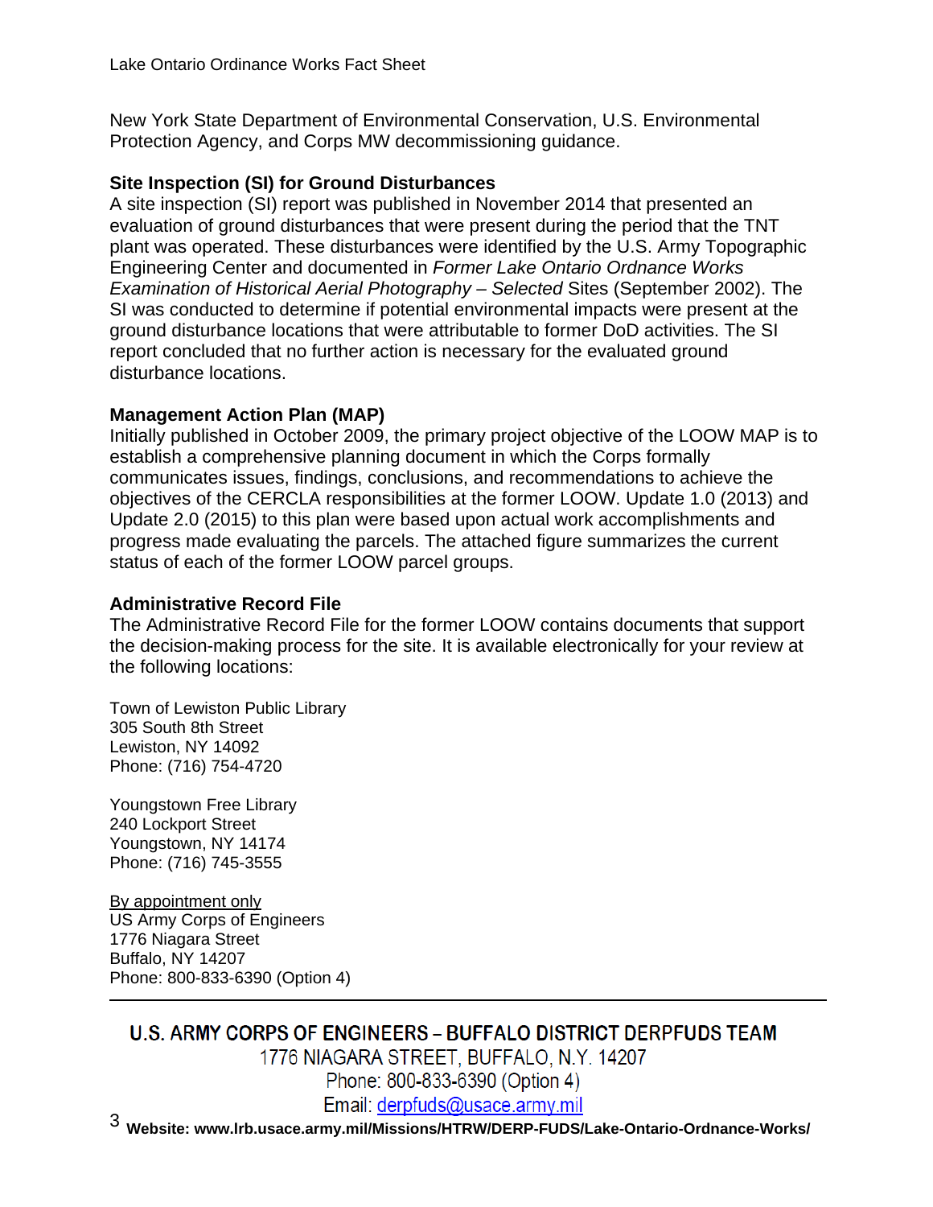New York State Department of Environmental Conservation, U.S. Environmental Protection Agency, and Corps MW decommissioning guidance.

**Site Inspection (SI) for Ground Disturbances**

A site inspection (SI) report was published in November 2014 that presented an evaluation of ground disturbances that were present during the period that the TNT plant was operated. These disturbances were identified by the U.S. Army Topographic Engineering Center and documented in *Former Lake Ontario Ordnance Works Examination of Historical Aerial Photography – Selected* Sites (September 2002). The SI was conducted to determine if potential environmental impacts were present at the ground disturbance locations that were attributable to former DoD activities. The SI report concluded that no further action is necessary for the evaluated ground disturbance locations.

**Management Action Plan (MAP)**

Initially published in October 2009, the primary project objective of the LOOW MAP is to establish a comprehensive planning document in which the Corps formally communicates issues, findings, conclusions, and recommendations to achieve the objectives of the CERCLA responsibilities at the former LOOW. Update 1.0 (2013) and Update 2.0 (2015) to this plan were based upon actual work accomplishments and progress made evaluating the parcels. The attached figure summarizes the current status of each of the former LOOW parcel groups.

**Administrative Record File**

The Administrative Record File for the former LOOW contains documents that support the decision-making process for the site. It is available electronically for your review at the following locations:

Town of Lewiston Public Library
305 South 8th Street
Lewiston, NY 14092
Phone: (716) 754-4720

Youngstown Free Library
240 Lockport Street
Youngstown, NY 14174
Phone: (716) 745-3555

By appointment only
US Army Corps of Engineers
1776 Niagara Street
Buffalo, NY 14207
Phone: 800-833-6390 (Option 4)

---

**U.S. ARMY CORPS OF ENGINEERS – BUFFALO DISTRICT DERPFUDS TEAM**
1776 NIAGARA STREET, BUFFALO, N.Y. 14207
Phone: 800-833-6390 (Option 4)
Email: derpfuds@usace.army.mil
**Website: www.lrb.usace.army.mil/Missions/HTRW/DERP-FUDS/Lake-Ontario-Ordnance-Works/**